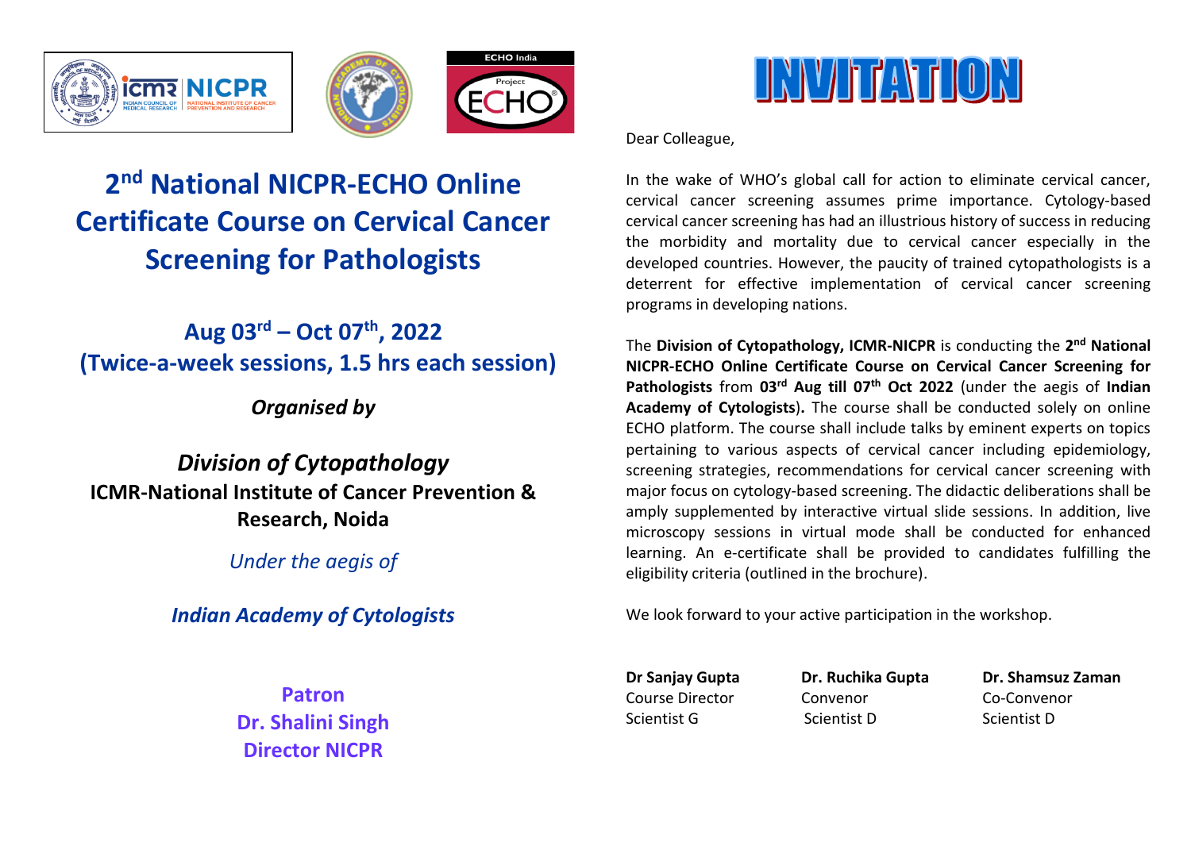# 2nd National NICPR-ECHO Online Certificate Course on Cervical Cancer Screening for Pathologists

## Aug 03rd – Oct 07th, 2022
## (Twice-a-week sessions, 1.5 hrs each session)

***Organised by***

***Division of Cytopathology***

**ICMR-National Institute of Cancer Prevention & Research, Noida**

*Under the aegis of*

***Indian Academy of Cytologists***

**Patron**
**Dr. Shalini Singh**
**Director NICPR**

# INVITATION

Dear Colleague,

In the wake of WHO's global call for action to eliminate cervical cancer, cervical cancer screening assumes prime importance. Cytology-based cervical cancer screening has had an illustrious history of success in reducing the morbidity and mortality due to cervical cancer especially in the developed countries. However, the paucity of trained cytopathologists is a deterrent for effective implementation of cervical cancer screening programs in developing nations.

The **Division of Cytopathology, ICMR-NICPR** is conducting the **2nd National NICPR-ECHO Online Certificate Course on Cervical Cancer Screening for Pathologists** from **03rd Aug till 07th Oct 2022** (under the aegis of **Indian Academy of Cytologists**)**.** The course shall be conducted solely on online ECHO platform. The course shall include talks by eminent experts on topics pertaining to various aspects of cervical cancer including epidemiology, screening strategies, recommendations for cervical cancer screening with major focus on cytology-based screening. The didactic deliberations shall be amply supplemented by interactive virtual slide sessions. In addition, live microscopy sessions in virtual mode shall be conducted for enhanced learning. An e-certificate shall be provided to candidates fulfilling the eligibility criteria (outlined in the brochure).

We look forward to your active participation in the workshop.

**Dr Sanjay Gupta**
Course Director
Scientist G

**Dr. Ruchika Gupta**
Convenor
Scientist D

**Dr. Shamsuz Zaman**
Co-Convenor
Scientist D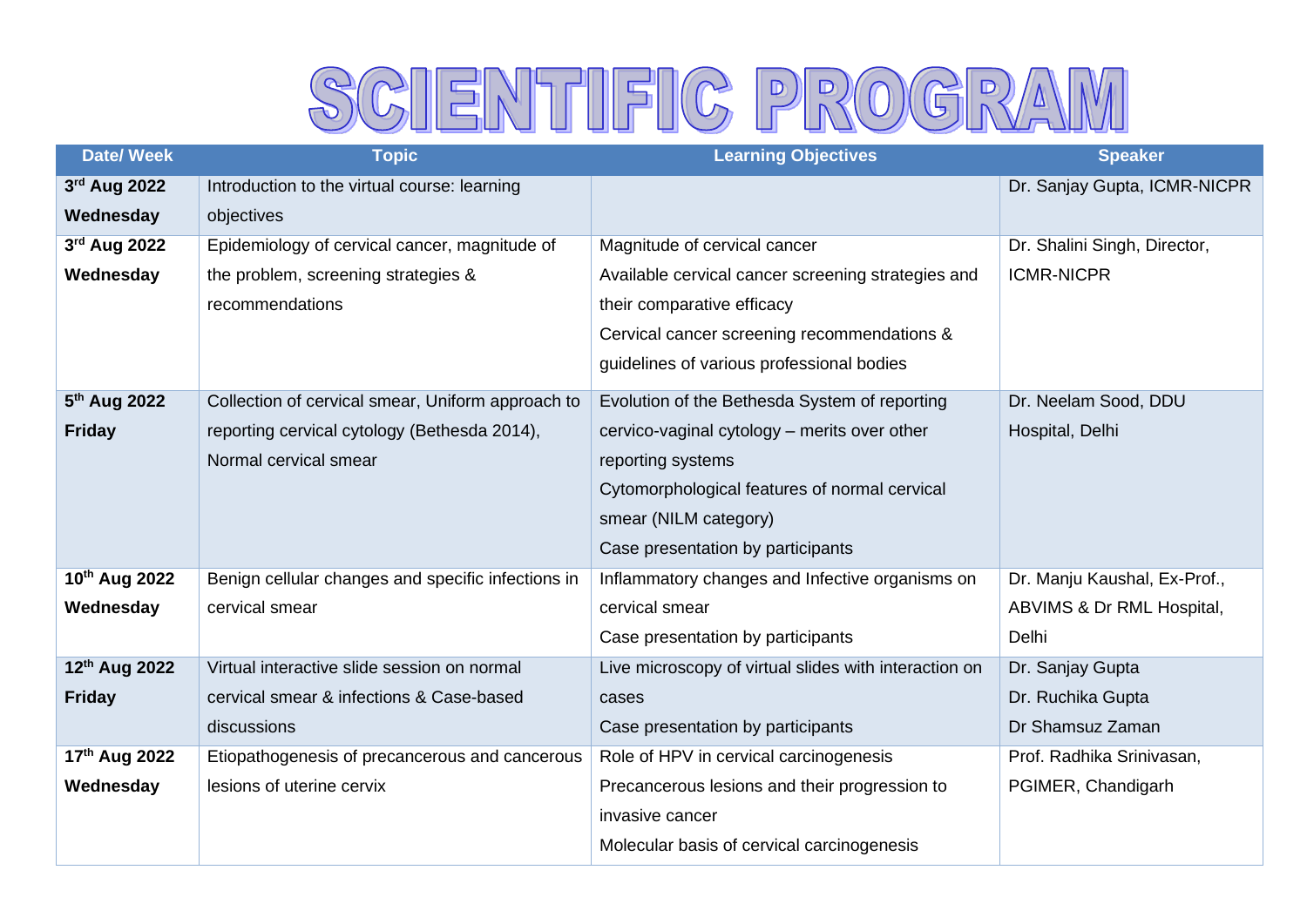# SCIENTIFIC PROGRAM

| Date/ Week | Topic | Learning Objectives | Speaker |
|---|---|---|---|
| **3rd Aug 2022 Wednesday** | Introduction to the virtual course: learning objectives | | Dr. Sanjay Gupta, ICMR-NICPR |
| **3rd Aug 2022 Wednesday** | Epidemiology of cervical cancer, magnitude of the problem, screening strategies & recommendations | Magnitude of cervical cancer<br>Available cervical cancer screening strategies and their comparative efficacy<br>Cervical cancer screening recommendations & guidelines of various professional bodies | Dr. Shalini Singh, Director, ICMR-NICPR |
| **5th Aug 2022 Friday** | Collection of cervical smear, Uniform approach to reporting cervical cytology (Bethesda 2014), Normal cervical smear | Evolution of the Bethesda System of reporting cervico-vaginal cytology – merits over other reporting systems<br>Cytomorphological features of normal cervical smear (NILM category)<br>Case presentation by participants | Dr. Neelam Sood, DDU Hospital, Delhi |
| **10th Aug 2022 Wednesday** | Benign cellular changes and specific infections in cervical smear | Inflammatory changes and Infective organisms on cervical smear<br>Case presentation by participants | Dr. Manju Kaushal, Ex-Prof., ABVIMS & Dr RML Hospital, Delhi |
| **12th Aug 2022 Friday** | Virtual interactive slide session on normal cervical smear & infections & Case-based discussions | Live microscopy of virtual slides with interaction on cases<br>Case presentation by participants | Dr. Sanjay Gupta<br>Dr. Ruchika Gupta<br>Dr Shamsuz Zaman |
| **17th Aug 2022 Wednesday** | Etiopathogenesis of precancerous and cancerous lesions of uterine cervix | Role of HPV in cervical carcinogenesis<br>Precancerous lesions and their progression to invasive cancer<br>Molecular basis of cervical carcinogenesis | Prof. Radhika Srinivasan, PGIMER, Chandigarh |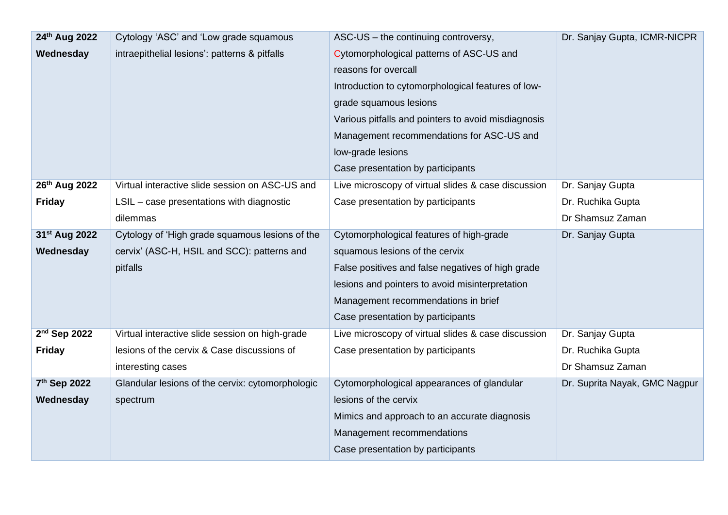| | | | |
|---|---|---|---|
| **24th Aug 2022 Wednesday** | Cytology 'ASC' and 'Low grade squamous intraepithelial lesions': patterns & pitfalls | ASC-US – the continuing controversy,<br>Cytomorphological patterns of ASC-US and reasons for overcall<br>Introduction to cytomorphological features of low-grade squamous lesions<br>Various pitfalls and pointers to avoid misdiagnosis<br>Management recommendations for ASC-US and low-grade lesions<br>Case presentation by participants | Dr. Sanjay Gupta, ICMR-NICPR |
| **26th Aug 2022 Friday** | Virtual interactive slide session on ASC-US and LSIL – case presentations with diagnostic dilemmas | Live microscopy of virtual slides & case discussion<br>Case presentation by participants | Dr. Sanjay Gupta<br>Dr. Ruchika Gupta<br>Dr Shamsuz Zaman |
| **31st Aug 2022 Wednesday** | Cytology of 'High grade squamous lesions of the cervix' (ASC-H, HSIL and SCC): patterns and pitfalls | Cytomorphological features of high-grade squamous lesions of the cervix<br>False positives and false negatives of high grade lesions and pointers to avoid misinterpretation<br>Management recommendations in brief<br>Case presentation by participants | Dr. Sanjay Gupta |
| **2nd Sep 2022 Friday** | Virtual interactive slide session on high-grade lesions of the cervix & Case discussions of interesting cases | Live microscopy of virtual slides & case discussion<br>Case presentation by participants | Dr. Sanjay Gupta<br>Dr. Ruchika Gupta<br>Dr Shamsuz Zaman |
| **7th Sep 2022 Wednesday** | Glandular lesions of the cervix: cytomorphologic spectrum | Cytomorphological appearances of glandular lesions of the cervix<br>Mimics and approach to an accurate diagnosis<br>Management recommendations<br>Case presentation by participants | Dr. Suprita Nayak, GMC Nagpur |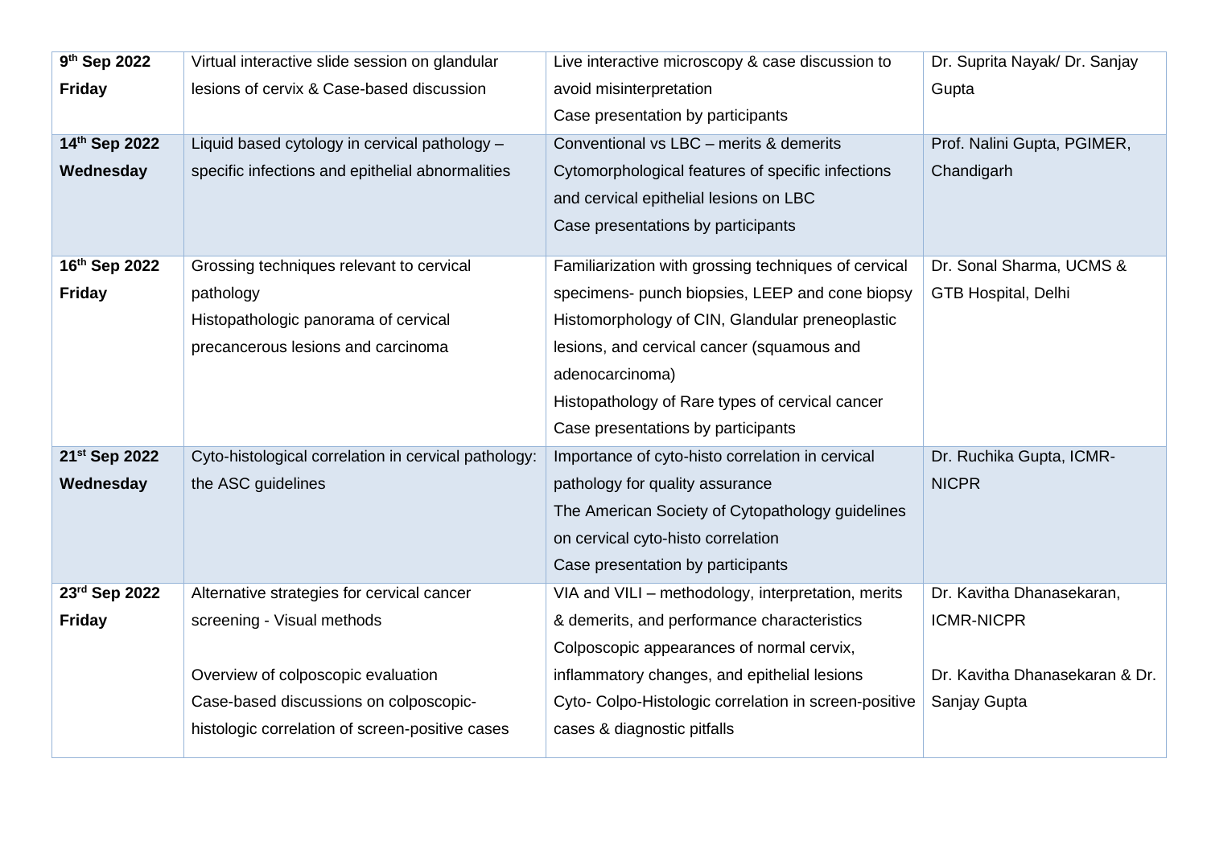| 9th Sep 2022 Friday | Virtual interactive slide session on glandular lesions of cervix & Case-based discussion | Live interactive microscopy & case discussion to avoid misinterpretation<br>Case presentation by participants | Dr. Suprita Nayak/ Dr. Sanjay Gupta |
|---|---|---|---|
| **14th Sep 2022 Wednesday** | Liquid based cytology in cervical pathology – specific infections and epithelial abnormalities | Conventional vs LBC – merits & demerits<br>Cytomorphological features of specific infections and cervical epithelial lesions on LBC<br>Case presentations by participants | Prof. Nalini Gupta, PGIMER, Chandigarh |
| **16th Sep 2022 Friday** | Grossing techniques relevant to cervical pathology<br>Histopathologic panorama of cervical precancerous lesions and carcinoma | Familiarization with grossing techniques of cervical specimens- punch biopsies, LEEP and cone biopsy<br>Histomorphology of CIN, Glandular preneoplastic lesions, and cervical cancer (squamous and adenocarcinoma)<br>Histopathology of Rare types of cervical cancer<br>Case presentations by participants | Dr. Sonal Sharma, UCMS & GTB Hospital, Delhi |
| **21st Sep 2022 Wednesday** | Cyto-histological correlation in cervical pathology: the ASC guidelines | Importance of cyto-histo correlation in cervical pathology for quality assurance<br>The American Society of Cytopathology guidelines on cervical cyto-histo correlation<br>Case presentation by participants | Dr. Ruchika Gupta, ICMR-NICPR |
| **23rd Sep 2022 Friday** | Alternative strategies for cervical cancer screening - Visual methods<br><br>Overview of colposcopic evaluation<br>Case-based discussions on colposcopic-histologic correlation of screen-positive cases | VIA and VILI – methodology, interpretation, merits & demerits, and performance characteristics<br>Colposcopic appearances of normal cervix, inflammatory changes, and epithelial lesions<br>Cyto- Colpo-Histologic correlation in screen-positive cases & diagnostic pitfalls | Dr. Kavitha Dhanasekaran, ICMR-NICPR<br><br>Dr. Kavitha Dhanasekaran & Dr. Sanjay Gupta |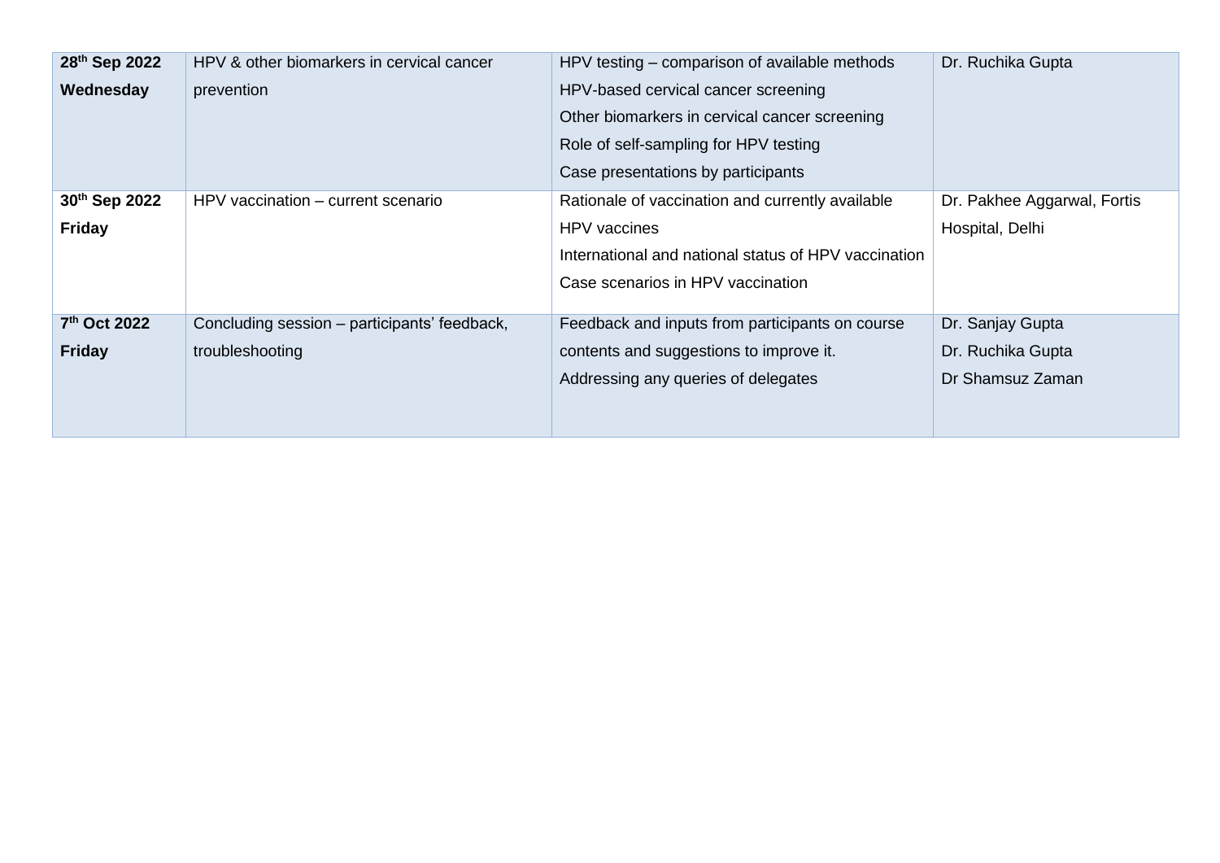| | | | |
|---|---|---|---|
| **28th Sep 2022 Wednesday** | HPV & other biomarkers in cervical cancer prevention | HPV testing – comparison of available methods<br>HPV-based cervical cancer screening<br>Other biomarkers in cervical cancer screening<br>Role of self-sampling for HPV testing<br>Case presentations by participants | Dr. Ruchika Gupta |
| **30th Sep 2022 Friday** | HPV vaccination – current scenario | Rationale of vaccination and currently available HPV vaccines<br>International and national status of HPV vaccination<br>Case scenarios in HPV vaccination | Dr. Pakhee Aggarwal, Fortis Hospital, Delhi |
| **7th Oct 2022 Friday** | Concluding session – participants' feedback, troubleshooting | Feedback and inputs from participants on course contents and suggestions to improve it.<br>Addressing any queries of delegates | Dr. Sanjay Gupta<br>Dr. Ruchika Gupta<br>Dr Shamsuz Zaman |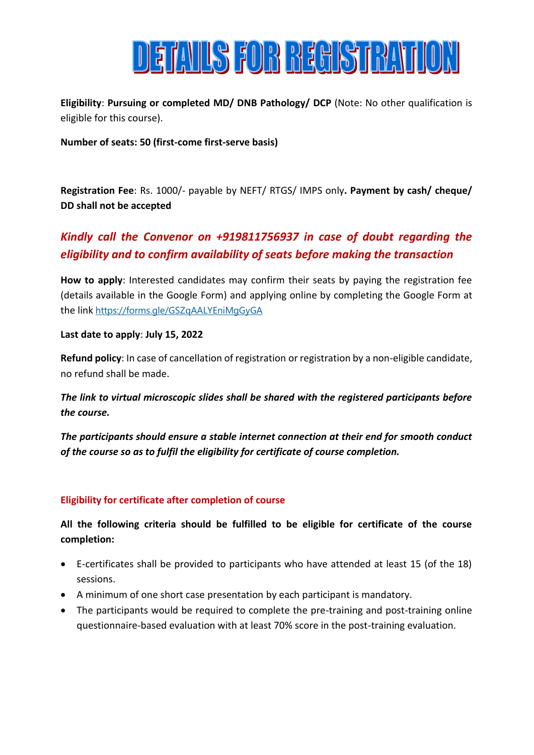# DETAILS FOR REGISTRATION

**Eligibility**: **Pursuing or completed MD/ DNB Pathology/ DCP** (Note: No other qualification is eligible for this course).

**Number of seats: 50 (first-come first-serve basis)**

**Registration Fee**: Rs. 1000/- payable by NEFT/ RTGS/ IMPS only**. Payment by cash/ cheque/ DD shall not be accepted**

***Kindly call the Convenor on +919811756937 in case of doubt regarding the eligibility and to confirm availability of seats before making the transaction***

**How to apply**: Interested candidates may confirm their seats by paying the registration fee (details available in the Google Form) and applying online by completing the Google Form at the link https://forms.gle/GSZqAALYEniMgGyGA

**Last date to apply**: **July 15, 2022**

**Refund policy**: In case of cancellation of registration or registration by a non-eligible candidate, no refund shall be made.

***The link to virtual microscopic slides shall be shared with the registered participants before the course.***

***The participants should ensure a stable internet connection at their end for smooth conduct of the course so as to fulfil the eligibility for certificate of course completion.***

**Eligibility for certificate after completion of course**

**All the following criteria should be fulfilled to be eligible for certificate of the course completion:**

- E-certificates shall be provided to participants who have attended at least 15 (of the 18) sessions.
- A minimum of one short case presentation by each participant is mandatory.
- The participants would be required to complete the pre-training and post-training online questionnaire-based evaluation with at least 70% score in the post-training evaluation.